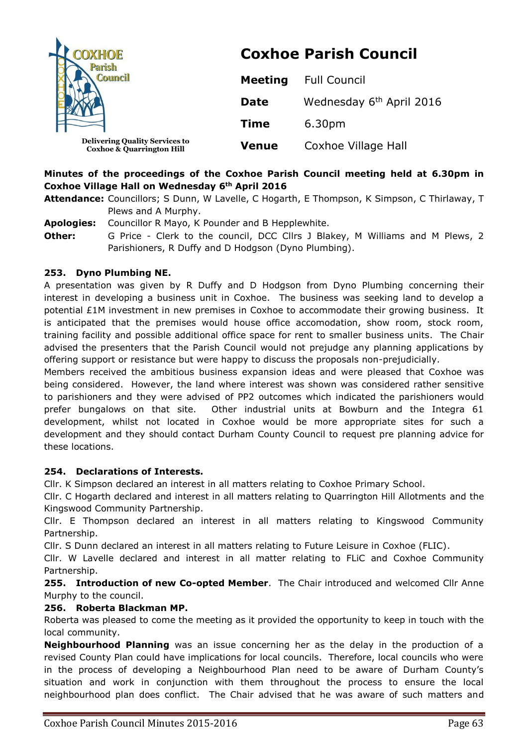Delivering Quality Services to Coxhoe & Quarrington Hill

# Coxhoe Parish Council

| | |
|---|---|
| **Meeting** | Full Council |
| **Date** | Wednesday 6th April 2016 |
| **Time** | 6.30pm |
| **Venue** | Coxhoe Village Hall |

**Minutes of the proceedings of the Coxhoe Parish Council meeting held at 6.30pm in Coxhoe Village Hall on Wednesday 6th April 2016**

**Attendance:** Councillors; S Dunn, W Lavelle, C Hogarth, E Thompson, K Simpson, C Thirlaway, T Plews and A Murphy.

**Apologies:** Councillor R Mayo, K Pounder and B Hepplewhite.

**Other:** G Price - Clerk to the council, DCC Cllrs J Blakey, M Williams and M Plews, 2 Parishioners, R Duffy and D Hodgson (Dyno Plumbing).

**253. Dyno Plumbing NE.**

A presentation was given by R Duffy and D Hodgson from Dyno Plumbing concerning their interest in developing a business unit in Coxhoe. The business was seeking land to develop a potential £1M investment in new premises in Coxhoe to accommodate their growing business. It is anticipated that the premises would house office accomodation, show room, stock room, training facility and possible additional office space for rent to smaller business units. The Chair advised the presenters that the Parish Council would not prejudge any planning applications by offering support or resistance but were happy to discuss the proposals non-prejudicially.

Members received the ambitious business expansion ideas and were pleased that Coxhoe was being considered. However, the land where interest was shown was considered rather sensitive to parishioners and they were advised of PP2 outcomes which indicated the parishioners would prefer bungalows on that site. Other industrial units at Bowburn and the Integra 61 development, whilst not located in Coxhoe would be more appropriate sites for such a development and they should contact Durham County Council to request pre planning advice for these locations.

**254. Declarations of Interests.**

Cllr. K Simpson declared an interest in all matters relating to Coxhoe Primary School.

Cllr. C Hogarth declared and interest in all matters relating to Quarrington Hill Allotments and the Kingswood Community Partnership.

Cllr. E Thompson declared an interest in all matters relating to Kingswood Community Partnership.

Cllr. S Dunn declared an interest in all matters relating to Future Leisure in Coxhoe (FLIC).

Cllr. W Lavelle declared and interest in all matter relating to FLiC and Coxhoe Community Partnership.

**255. Introduction of new Co-opted Member**. The Chair introduced and welcomed Cllr Anne Murphy to the council.

**256. Roberta Blackman MP.**

Roberta was pleased to come the meeting as it provided the opportunity to keep in touch with the local community.

**Neighbourhood Planning** was an issue concerning her as the delay in the production of a revised County Plan could have implications for local councils. Therefore, local councils who were in the process of developing a Neighbourhood Plan need to be aware of Durham County's situation and work in conjunction with them throughout the process to ensure the local neighbourhood plan does conflict. The Chair advised that he was aware of such matters and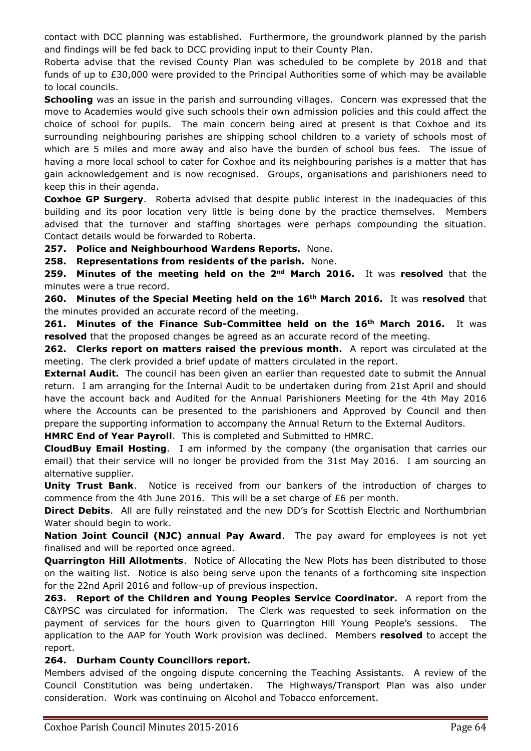contact with DCC planning was established. Furthermore, the groundwork planned by the parish and findings will be fed back to DCC providing input to their County Plan.

Roberta advise that the revised County Plan was scheduled to be complete by 2018 and that funds of up to £30,000 were provided to the Principal Authorities some of which may be available to local councils.

**Schooling** was an issue in the parish and surrounding villages. Concern was expressed that the move to Academies would give such schools their own admission policies and this could affect the choice of school for pupils. The main concern being aired at present is that Coxhoe and its surrounding neighbouring parishes are shipping school children to a variety of schools most of which are 5 miles and more away and also have the burden of school bus fees. The issue of having a more local school to cater for Coxhoe and its neighbouring parishes is a matter that has gain acknowledgement and is now recognised. Groups, organisations and parishioners need to keep this in their agenda.

**Coxhoe GP Surgery**. Roberta advised that despite public interest in the inadequacies of this building and its poor location very little is being done by the practice themselves. Members advised that the turnover and staffing shortages were perhaps compounding the situation. Contact details would be forwarded to Roberta.

**257. Police and Neighbourhood Wardens Reports.** None.

**258. Representations from residents of the parish.** None.

**259. Minutes of the meeting held on the 2nd March 2016.** It was **resolved** that the minutes were a true record.

**260. Minutes of the Special Meeting held on the 16th March 2016.** It was **resolved** that the minutes provided an accurate record of the meeting.

**261. Minutes of the Finance Sub-Committee held on the 16th March 2016.** It was **resolved** that the proposed changes be agreed as an accurate record of the meeting.

**262. Clerks report on matters raised the previous month.** A report was circulated at the meeting. The clerk provided a brief update of matters circulated in the report.

**External Audit.** The council has been given an earlier than requested date to submit the Annual return. I am arranging for the Internal Audit to be undertaken during from 21st April and should have the account back and Audited for the Annual Parishioners Meeting for the 4th May 2016 where the Accounts can be presented to the parishioners and Approved by Council and then prepare the supporting information to accompany the Annual Return to the External Auditors.

**HMRC End of Year Payroll**. This is completed and Submitted to HMRC.

**CloudBuy Email Hosting**. I am informed by the company (the organisation that carries our email) that their service will no longer be provided from the 31st May 2016. I am sourcing an alternative supplier.

**Unity Trust Bank**. Notice is received from our bankers of the introduction of charges to commence from the 4th June 2016. This will be a set charge of £6 per month.

**Direct Debits**. All are fully reinstated and the new DD's for Scottish Electric and Northumbrian Water should begin to work.

**Nation Joint Council (NJC) annual Pay Award**. The pay award for employees is not yet finalised and will be reported once agreed.

**Quarrington Hill Allotments**. Notice of Allocating the New Plots has been distributed to those on the waiting list. Notice is also being serve upon the tenants of a forthcoming site inspection for the 22nd April 2016 and follow-up of previous inspection.

**263. Report of the Children and Young Peoples Service Coordinator.** A report from the C&YPSC was circulated for information. The Clerk was requested to seek information on the payment of services for the hours given to Quarrington Hill Young People's sessions. The application to the AAP for Youth Work provision was declined. Members **resolved** to accept the report.

**264. Durham County Councillors report.**

Members advised of the ongoing dispute concerning the Teaching Assistants. A review of the Council Constitution was being undertaken. The Highways/Transport Plan was also under consideration. Work was continuing on Alcohol and Tobacco enforcement.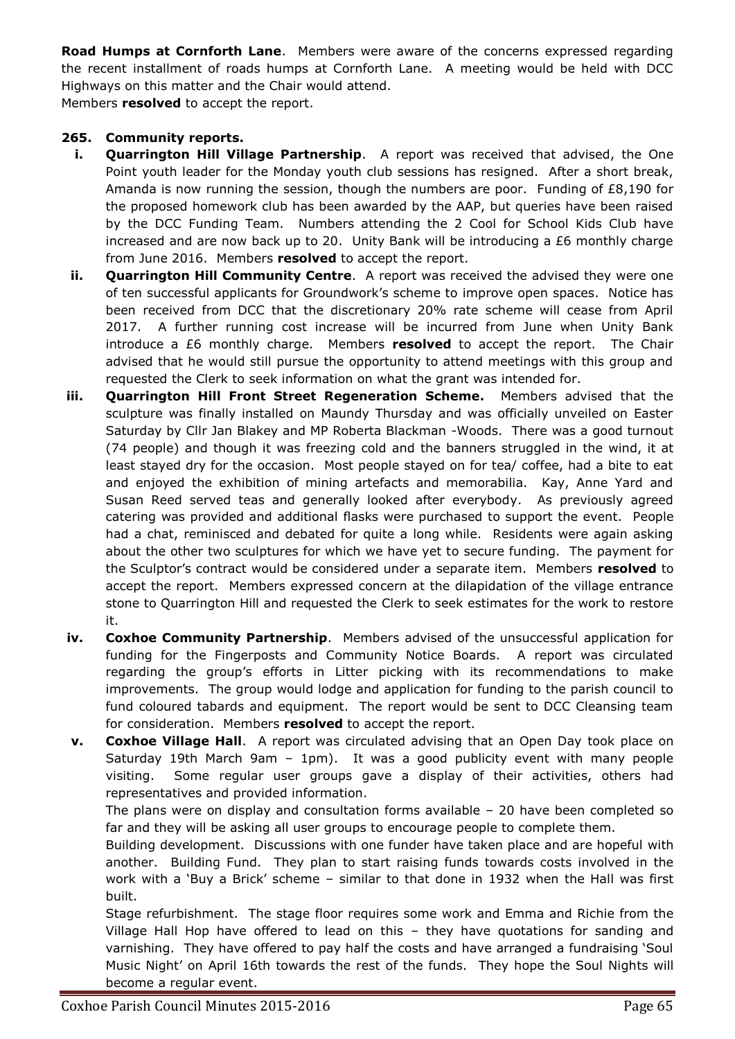**Road Humps at Cornforth Lane**. Members were aware of the concerns expressed regarding the recent installment of roads humps at Cornforth Lane. A meeting would be held with DCC Highways on this matter and the Chair would attend.
Members **resolved** to accept the report.

**265. Community reports.**

- **i. Quarrington Hill Village Partnership**. A report was received that advised, the One Point youth leader for the Monday youth club sessions has resigned. After a short break, Amanda is now running the session, though the numbers are poor. Funding of £8,190 for the proposed homework club has been awarded by the AAP, but queries have been raised by the DCC Funding Team. Numbers attending the 2 Cool for School Kids Club have increased and are now back up to 20. Unity Bank will be introducing a £6 monthly charge from June 2016. Members **resolved** to accept the report.
- **ii. Quarrington Hill Community Centre**. A report was received the advised they were one of ten successful applicants for Groundwork's scheme to improve open spaces. Notice has been received from DCC that the discretionary 20% rate scheme will cease from April 2017. A further running cost increase will be incurred from June when Unity Bank introduce a £6 monthly charge. Members **resolved** to accept the report. The Chair advised that he would still pursue the opportunity to attend meetings with this group and requested the Clerk to seek information on what the grant was intended for.
- **iii. Quarrington Hill Front Street Regeneration Scheme.** Members advised that the sculpture was finally installed on Maundy Thursday and was officially unveiled on Easter Saturday by Cllr Jan Blakey and MP Roberta Blackman -Woods. There was a good turnout (74 people) and though it was freezing cold and the banners struggled in the wind, it at least stayed dry for the occasion. Most people stayed on for tea/ coffee, had a bite to eat and enjoyed the exhibition of mining artefacts and memorabilia. Kay, Anne Yard and Susan Reed served teas and generally looked after everybody. As previously agreed catering was provided and additional flasks were purchased to support the event. People had a chat, reminisced and debated for quite a long while. Residents were again asking about the other two sculptures for which we have yet to secure funding. The payment for the Sculptor's contract would be considered under a separate item. Members **resolved** to accept the report. Members expressed concern at the dilapidation of the village entrance stone to Quarrington Hill and requested the Clerk to seek estimates for the work to restore it.
- **iv. Coxhoe Community Partnership**. Members advised of the unsuccessful application for funding for the Fingerposts and Community Notice Boards. A report was circulated regarding the group's efforts in Litter picking with its recommendations to make improvements. The group would lodge and application for funding to the parish council to fund coloured tabards and equipment. The report would be sent to DCC Cleansing team for consideration. Members **resolved** to accept the report.
- **v. Coxhoe Village Hall**. A report was circulated advising that an Open Day took place on Saturday 19th March 9am – 1pm). It was a good publicity event with many people visiting. Some regular user groups gave a display of their activities, others had representatives and provided information.

  The plans were on display and consultation forms available – 20 have been completed so far and they will be asking all user groups to encourage people to complete them.

  Building development. Discussions with one funder have taken place and are hopeful with another. Building Fund. They plan to start raising funds towards costs involved in the work with a 'Buy a Brick' scheme – similar to that done in 1932 when the Hall was first built.

  Stage refurbishment. The stage floor requires some work and Emma and Richie from the Village Hall Hop have offered to lead on this – they have quotations for sanding and varnishing. They have offered to pay half the costs and have arranged a fundraising 'Soul Music Night' on April 16th towards the rest of the funds. They hope the Soul Nights will become a regular event.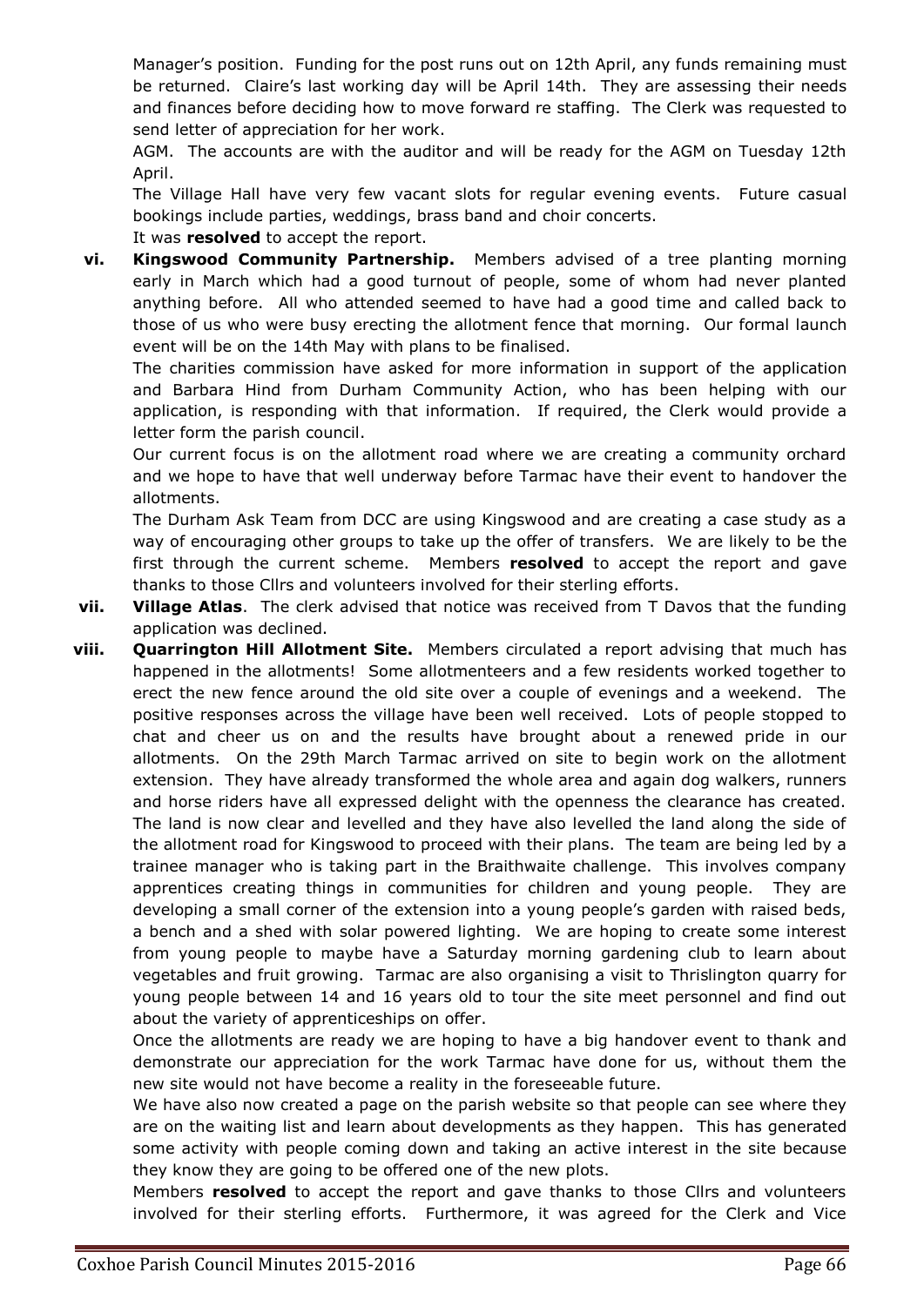Manager's position. Funding for the post runs out on 12th April, any funds remaining must be returned. Claire's last working day will be April 14th. They are assessing their needs and finances before deciding how to move forward re staffing. The Clerk was requested to send letter of appreciation for her work.

AGM. The accounts are with the auditor and will be ready for the AGM on Tuesday 12th April.

The Village Hall have very few vacant slots for regular evening events. Future casual bookings include parties, weddings, brass band and choir concerts.

It was **resolved** to accept the report.

vi. **Kingswood Community Partnership.** Members advised of a tree planting morning early in March which had a good turnout of people, some of whom had never planted anything before. All who attended seemed to have had a good time and called back to those of us who were busy erecting the allotment fence that morning. Our formal launch event will be on the 14th May with plans to be finalised.

The charities commission have asked for more information in support of the application and Barbara Hind from Durham Community Action, who has been helping with our application, is responding with that information. If required, the Clerk would provide a letter form the parish council.

Our current focus is on the allotment road where we are creating a community orchard and we hope to have that well underway before Tarmac have their event to handover the allotments.

The Durham Ask Team from DCC are using Kingswood and are creating a case study as a way of encouraging other groups to take up the offer of transfers. We are likely to be the first through the current scheme. Members **resolved** to accept the report and gave thanks to those Cllrs and volunteers involved for their sterling efforts.

vii. **Village Atlas**. The clerk advised that notice was received from T Davos that the funding application was declined.

viii. **Quarrington Hill Allotment Site.** Members circulated a report advising that much has happened in the allotments! Some allotmenteers and a few residents worked together to erect the new fence around the old site over a couple of evenings and a weekend. The positive responses across the village have been well received. Lots of people stopped to chat and cheer us on and the results have brought about a renewed pride in our allotments. On the 29th March Tarmac arrived on site to begin work on the allotment extension. They have already transformed the whole area and again dog walkers, runners and horse riders have all expressed delight with the openness the clearance has created. The land is now clear and levelled and they have also levelled the land along the side of the allotment road for Kingswood to proceed with their plans. The team are being led by a trainee manager who is taking part in the Braithwaite challenge. This involves company apprentices creating things in communities for children and young people. They are developing a small corner of the extension into a young people's garden with raised beds, a bench and a shed with solar powered lighting. We are hoping to create some interest from young people to maybe have a Saturday morning gardening club to learn about vegetables and fruit growing. Tarmac are also organising a visit to Thrislington quarry for young people between 14 and 16 years old to tour the site meet personnel and find out about the variety of apprenticeships on offer.

Once the allotments are ready we are hoping to have a big handover event to thank and demonstrate our appreciation for the work Tarmac have done for us, without them the new site would not have become a reality in the foreseeable future.

We have also now created a page on the parish website so that people can see where they are on the waiting list and learn about developments as they happen. This has generated some activity with people coming down and taking an active interest in the site because they know they are going to be offered one of the new plots.

Members **resolved** to accept the report and gave thanks to those Cllrs and volunteers involved for their sterling efforts. Furthermore, it was agreed for the Clerk and Vice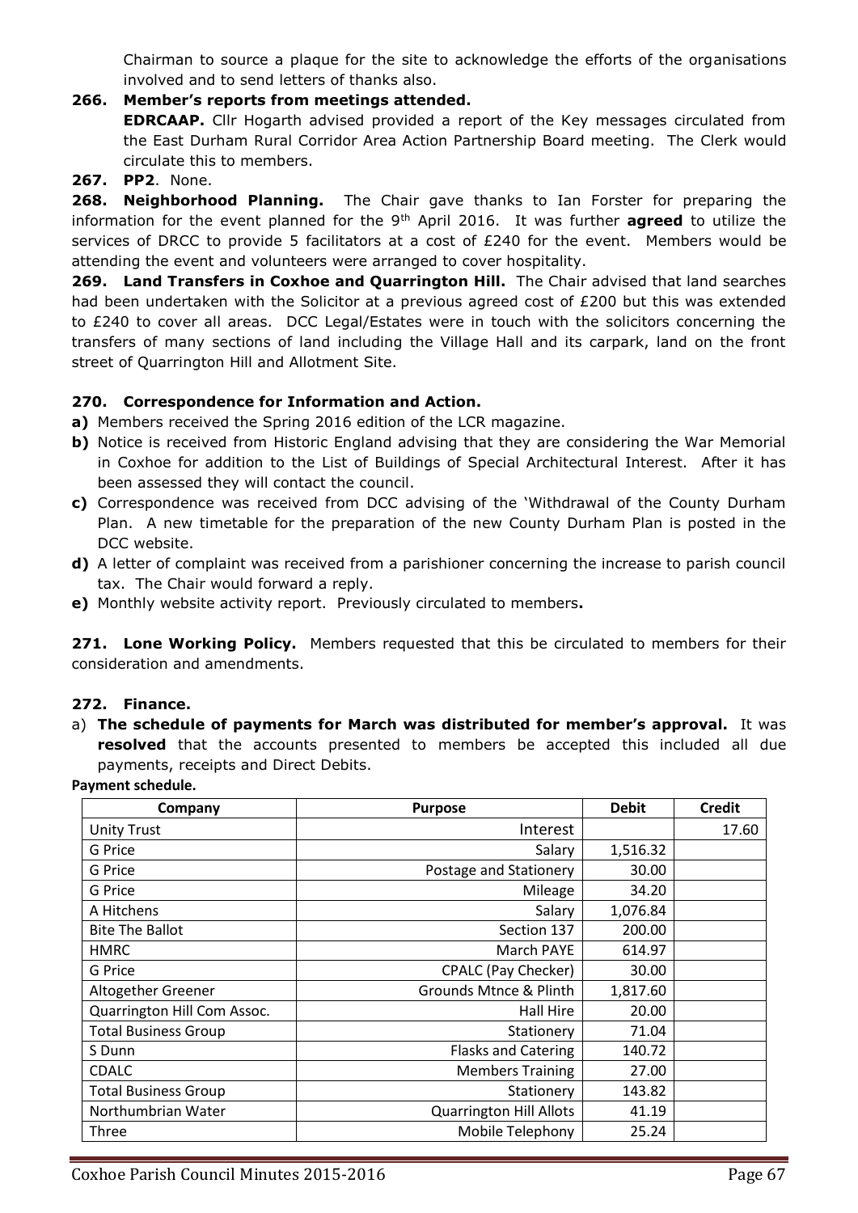Chairman to source a plaque for the site to acknowledge the efforts of the organisations involved and to send letters of thanks also.

**266. Member's reports from meetings attended.**

**EDRCAAP.** Cllr Hogarth advised provided a report of the Key messages circulated from the East Durham Rural Corridor Area Action Partnership Board meeting. The Clerk would circulate this to members.

**267. PP2**. None.

**268. Neighborhood Planning.** The Chair gave thanks to Ian Forster for preparing the information for the event planned for the 9th April 2016. It was further **agreed** to utilize the services of DRCC to provide 5 facilitators at a cost of £240 for the event. Members would be attending the event and volunteers were arranged to cover hospitality.

**269. Land Transfers in Coxhoe and Quarrington Hill.** The Chair advised that land searches had been undertaken with the Solicitor at a previous agreed cost of £200 but this was extended to £240 to cover all areas. DCC Legal/Estates were in touch with the solicitors concerning the transfers of many sections of land including the Village Hall and its carpark, land on the front street of Quarrington Hill and Allotment Site.

**270. Correspondence for Information and Action.**

**a)** Members received the Spring 2016 edition of the LCR magazine.

**b)** Notice is received from Historic England advising that they are considering the War Memorial in Coxhoe for addition to the List of Buildings of Special Architectural Interest. After it has been assessed they will contact the council.

**c)** Correspondence was received from DCC advising of the 'Withdrawal of the County Durham Plan. A new timetable for the preparation of the new County Durham Plan is posted in the DCC website.

**d)** A letter of complaint was received from a parishioner concerning the increase to parish council tax. The Chair would forward a reply.

**e)** Monthly website activity report. Previously circulated to members**.**

**271. Lone Working Policy.** Members requested that this be circulated to members for their consideration and amendments.

**272. Finance.**

a) **The schedule of payments for March was distributed for member's approval.** It was **resolved** that the accounts presented to members be accepted this included all due payments, receipts and Direct Debits.

**Payment schedule.**

| Company | Purpose | Debit | Credit |
|---|---|---|---|
| Unity Trust | Interest | | 17.60 |
| G Price | Salary | 1,516.32 | |
| G Price | Postage and Stationery | 30.00 | |
| G Price | Mileage | 34.20 | |
| A Hitchens | Salary | 1,076.84 | |
| Bite The Ballot | Section 137 | 200.00 | |
| HMRC | March PAYE | 614.97 | |
| G Price | CPALC (Pay Checker) | 30.00 | |
| Altogether Greener | Grounds Mtnce & Plinth | 1,817.60 | |
| Quarrington Hill Com Assoc. | Hall Hire | 20.00 | |
| Total Business Group | Stationery | 71.04 | |
| S Dunn | Flasks and Catering | 140.72 | |
| CDALC | Members Training | 27.00 | |
| Total Business Group | Stationery | 143.82 | |
| Northumbrian Water | Quarrington Hill Allots | 41.19 | |
| Three | Mobile Telephony | 25.24 | |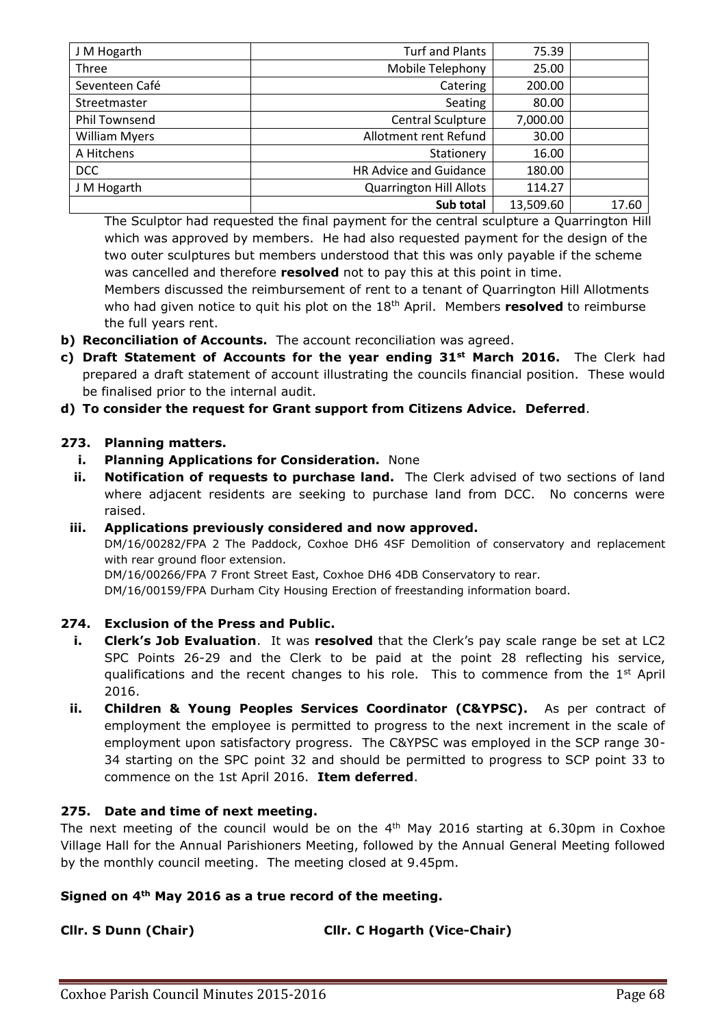| | | | |
|---|---|---|---|
| J M Hogarth | Turf and Plants | 75.39 | |
| Three | Mobile Telephony | 25.00 | |
| Seventeen Café | Catering | 200.00 | |
| Streetmaster | Seating | 80.00 | |
| Phil Townsend | Central Sculpture | 7,000.00 | |
| William Myers | Allotment rent Refund | 30.00 | |
| A Hitchens | Stationery | 16.00 | |
| DCC | HR Advice and Guidance | 180.00 | |
| J M Hogarth | Quarrington Hill Allots | 114.27 | |
| | **Sub total** | 13,509.60 | 17.60 |

The Sculptor had requested the final payment for the central sculpture a Quarrington Hill which was approved by members. He had also requested payment for the design of the two outer sculptures but members understood that this was only payable if the scheme was cancelled and therefore **resolved** not to pay this at this point in time.

Members discussed the reimbursement of rent to a tenant of Quarrington Hill Allotments who had given notice to quit his plot on the 18th April. Members **resolved** to reimburse the full years rent.

- **b) Reconciliation of Accounts.** The account reconciliation was agreed.
- **c) Draft Statement of Accounts for the year ending 31st March 2016.** The Clerk had prepared a draft statement of account illustrating the councils financial position. These would be finalised prior to the internal audit.
- **d) To consider the request for Grant support from Citizens Advice. Deferred**.

### 273. Planning matters.

- **i. Planning Applications for Consideration.** None
- **ii. Notification of requests to purchase land.** The Clerk advised of two sections of land where adjacent residents are seeking to purchase land from DCC. No concerns were raised.
- **iii. Applications previously considered and now approved.**

  DM/16/00282/FPA 2 The Paddock, Coxhoe DH6 4SF Demolition of conservatory and replacement with rear ground floor extension.

  DM/16/00266/FPA 7 Front Street East, Coxhoe DH6 4DB Conservatory to rear.

  DM/16/00159/FPA Durham City Housing Erection of freestanding information board.

### 274. Exclusion of the Press and Public.

- **i. Clerk's Job Evaluation**. It was **resolved** that the Clerk's pay scale range be set at LC2 SPC Points 26-29 and the Clerk to be paid at the point 28 reflecting his service, qualifications and the recent changes to his role. This to commence from the 1st April 2016.
- **ii. Children & Young Peoples Services Coordinator (C&YPSC).** As per contract of employment the employee is permitted to progress to the next increment in the scale of employment upon satisfactory progress. The C&YPSC was employed in the SCP range 30-34 starting on the SPC point 32 and should be permitted to progress to SCP point 33 to commence on the 1st April 2016. **Item deferred**.

### 275. Date and time of next meeting.

The next meeting of the council would be on the 4th May 2016 starting at 6.30pm in Coxhoe Village Hall for the Annual Parishioners Meeting, followed by the Annual General Meeting followed by the monthly council meeting. The meeting closed at 9.45pm.

**Signed on 4th May 2016 as a true record of the meeting.**

**Cllr. S Dunn (Chair)** **Cllr. C Hogarth (Vice-Chair)**